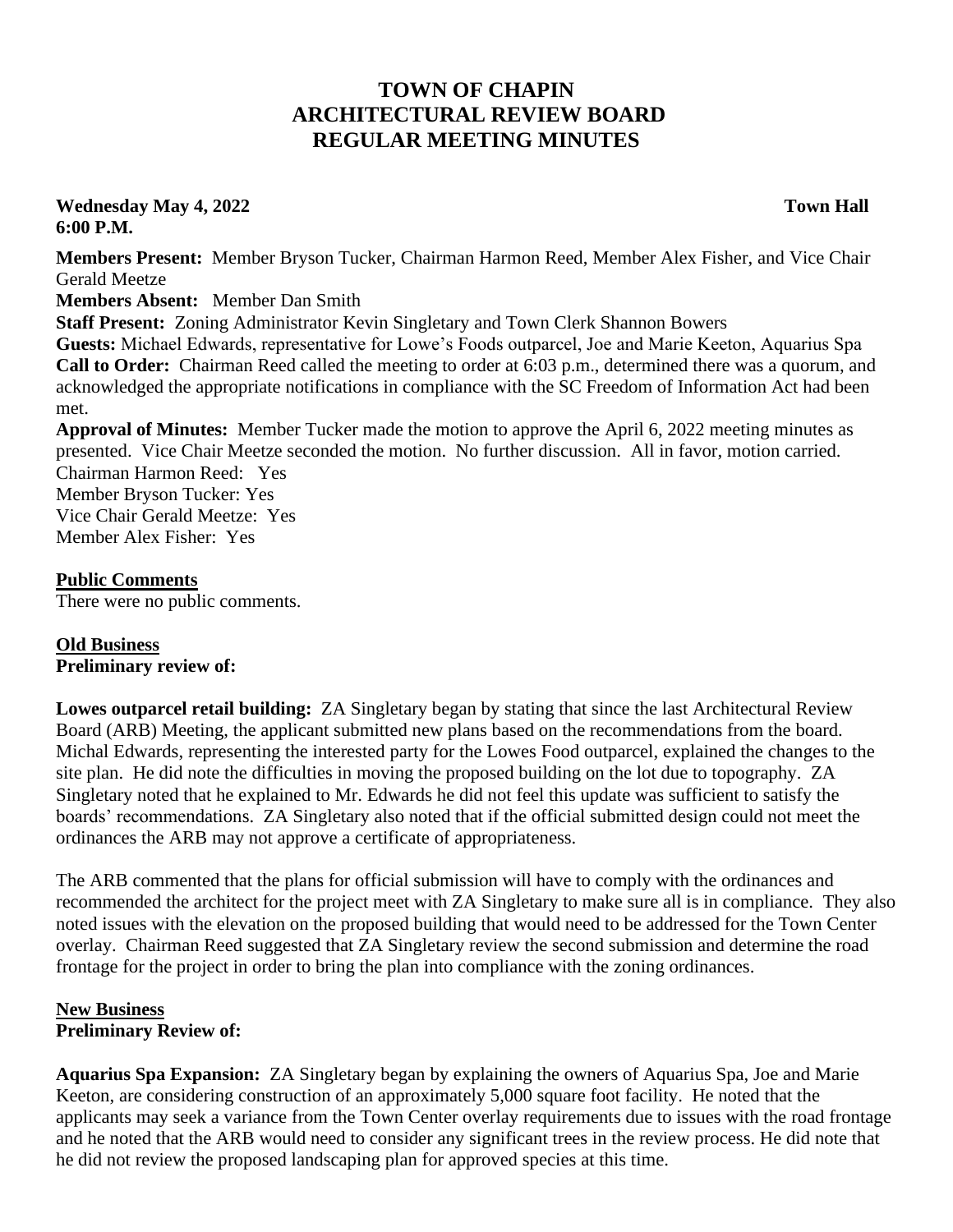# TOWN OF CHAPIN
# ARCHITECTURAL REVIEW BOARD
# REGULAR MEETING MINUTES

**Wednesday May 4, 2022** **Town Hall**
**6:00 P.M.**

**Members Present:** Member Bryson Tucker, Chairman Harmon Reed, Member Alex Fisher, and Vice Chair Gerald Meetze
**Members Absent:** Member Dan Smith
**Staff Present:** Zoning Administrator Kevin Singletary and Town Clerk Shannon Bowers
**Guests:** Michael Edwards, representative for Lowe's Foods outparcel, Joe and Marie Keeton, Aquarius Spa
**Call to Order:** Chairman Reed called the meeting to order at 6:03 p.m., determined there was a quorum, and acknowledged the appropriate notifications in compliance with the SC Freedom of Information Act had been met.
**Approval of Minutes:** Member Tucker made the motion to approve the April 6, 2022 meeting minutes as presented. Vice Chair Meetze seconded the motion. No further discussion. All in favor, motion carried.
Chairman Harmon Reed: Yes
Member Bryson Tucker: Yes
Vice Chair Gerald Meetze: Yes
Member Alex Fisher: Yes

**Public Comments**
There were no public comments.

**Old Business**
**Preliminary review of:**

**Lowes outparcel retail building:** ZA Singletary began by stating that since the last Architectural Review Board (ARB) Meeting, the applicant submitted new plans based on the recommendations from the board. Michal Edwards, representing the interested party for the Lowes Food outparcel, explained the changes to the site plan. He did note the difficulties in moving the proposed building on the lot due to topography. ZA Singletary noted that he explained to Mr. Edwards he did not feel this update was sufficient to satisfy the boards' recommendations. ZA Singletary also noted that if the official submitted design could not meet the ordinances the ARB may not approve a certificate of appropriateness.

The ARB commented that the plans for official submission will have to comply with the ordinances and recommended the architect for the project meet with ZA Singletary to make sure all is in compliance. They also noted issues with the elevation on the proposed building that would need to be addressed for the Town Center overlay. Chairman Reed suggested that ZA Singletary review the second submission and determine the road frontage for the project in order to bring the plan into compliance with the zoning ordinances.

**New Business**
**Preliminary Review of:**

**Aquarius Spa Expansion:** ZA Singletary began by explaining the owners of Aquarius Spa, Joe and Marie Keeton, are considering construction of an approximately 5,000 square foot facility. He noted that the applicants may seek a variance from the Town Center overlay requirements due to issues with the road frontage and he noted that the ARB would need to consider any significant trees in the review process. He did note that he did not review the proposed landscaping plan for approved species at this time.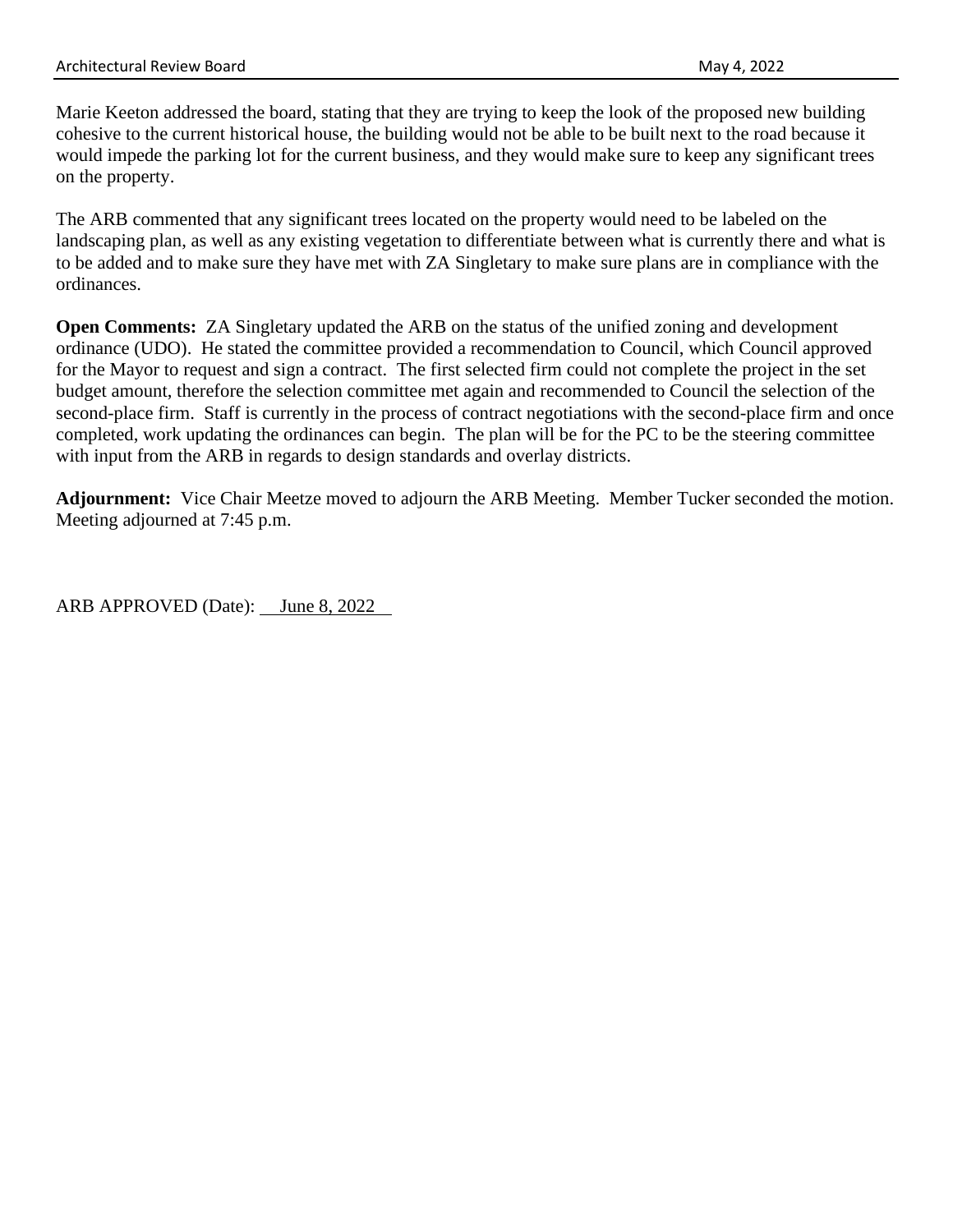Marie Keeton addressed the board, stating that they are trying to keep the look of the proposed new building cohesive to the current historical house, the building would not be able to be built next to the road because it would impede the parking lot for the current business, and they would make sure to keep any significant trees on the property.

The ARB commented that any significant trees located on the property would need to be labeled on the landscaping plan, as well as any existing vegetation to differentiate between what is currently there and what is to be added and to make sure they have met with ZA Singletary to make sure plans are in compliance with the ordinances.

**Open Comments:** ZA Singletary updated the ARB on the status of the unified zoning and development ordinance (UDO). He stated the committee provided a recommendation to Council, which Council approved for the Mayor to request and sign a contract. The first selected firm could not complete the project in the set budget amount, therefore the selection committee met again and recommended to Council the selection of the second-place firm. Staff is currently in the process of contract negotiations with the second-place firm and once completed, work updating the ordinances can begin. The plan will be for the PC to be the steering committee with input from the ARB in regards to design standards and overlay districts.

**Adjournment:** Vice Chair Meetze moved to adjourn the ARB Meeting. Member Tucker seconded the motion. Meeting adjourned at 7:45 p.m.

ARB APPROVED (Date): June 8, 2022